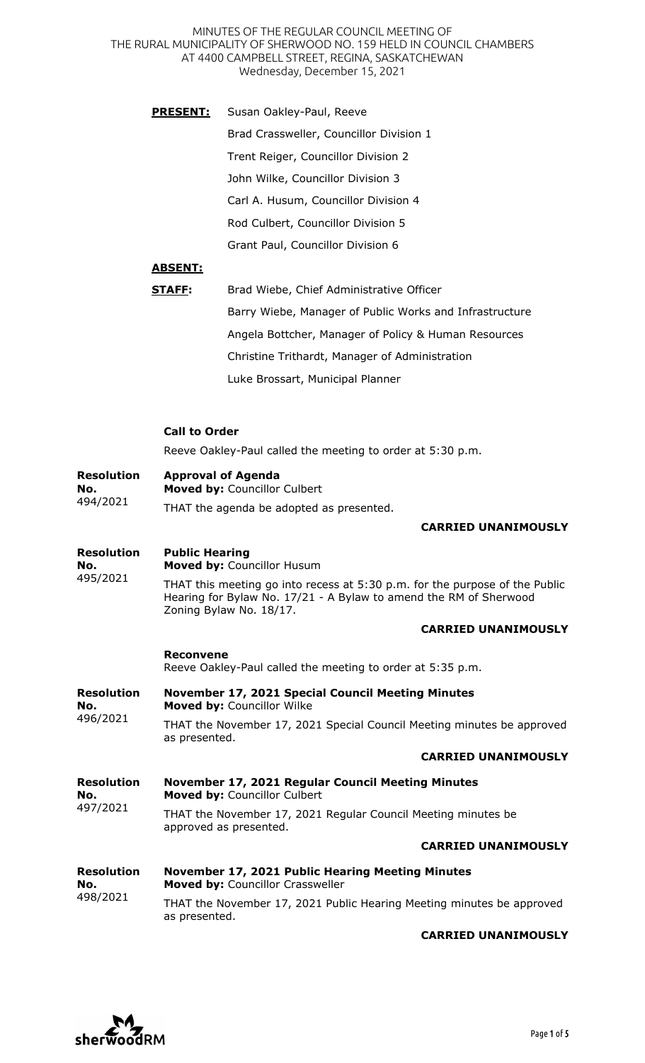# MINUTES OF THE REGULAR COUNCIL MEETING OF THE RURAL MUNICIPALITY OF SHERWOOD NO. 159 HELD IN COUNCIL CHAMBERS AT 4400 CAMPBELL STREET, REGINA, SASKATCHEWAN

Wednesday, December 15, 2021

**PRESENT:**
Susan Oakley-Paul, Reeve
Brad Crassweller, Councillor Division 1
Trent Reiger, Councillor Division 2
John Wilke, Councillor Division 3
Carl A. Husum, Councillor Division 4
Rod Culbert, Councillor Division 5
Grant Paul, Councillor Division 6

**ABSENT:**

**STAFF:**
Brad Wiebe, Chief Administrative Officer
Barry Wiebe, Manager of Public Works and Infrastructure
Angela Bottcher, Manager of Policy & Human Resources
Christine Trithardt, Manager of Administration
Luke Brossart, Municipal Planner

**Call to Order**

Reeve Oakley-Paul called the meeting to order at 5:30 p.m.

**Resolution No. 494/2021**

**Approval of Agenda**
**Moved by:** Councillor Culbert

THAT the agenda be adopted as presented.

**CARRIED UNANIMOUSLY**

**Resolution No. 495/2021**

**Public Hearing**
**Moved by:** Councillor Husum

THAT this meeting go into recess at 5:30 p.m. for the purpose of the Public Hearing for Bylaw No. 17/21 - A Bylaw to amend the RM of Sherwood Zoning Bylaw No. 18/17.

**CARRIED UNANIMOUSLY**

**Reconvene**
Reeve Oakley-Paul called the meeting to order at 5:35 p.m.

**Resolution No. 496/2021**

**November 17, 2021 Special Council Meeting Minutes**
**Moved by:** Councillor Wilke

THAT the November 17, 2021 Special Council Meeting minutes be approved as presented.

**CARRIED UNANIMOUSLY**

**Resolution No. 497/2021**

**November 17, 2021 Regular Council Meeting Minutes**
**Moved by:** Councillor Culbert

THAT the November 17, 2021 Regular Council Meeting minutes be approved as presented.

**CARRIED UNANIMOUSLY**

**Resolution No. 498/2021**

**November 17, 2021 Public Hearing Meeting Minutes**
**Moved by:** Councillor Crassweller

THAT the November 17, 2021 Public Hearing Meeting minutes be approved as presented.

**CARRIED UNANIMOUSLY**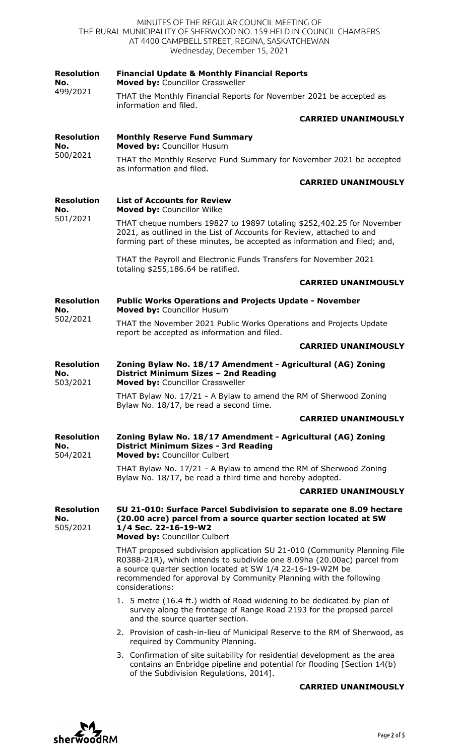MINUTES OF THE REGULAR COUNCIL MEETING OF
THE RURAL MUNICIPALITY OF SHERWOOD NO. 159 HELD IN COUNCIL CHAMBERS
AT 4400 CAMPBELL STREET, REGINA, SASKATCHEWAN
Wednesday, December 15, 2021

**Resolution No.** 499/2021

**Financial Update & Monthly Financial Reports**
**Moved by:** Councillor Crassweller

THAT the Monthly Financial Reports for November 2021 be accepted as information and filed.

**CARRIED UNANIMOUSLY**

**Resolution No.** 500/2021

**Monthly Reserve Fund Summary**
**Moved by:** Councillor Husum

THAT the Monthly Reserve Fund Summary for November 2021 be accepted as information and filed.

**CARRIED UNANIMOUSLY**

**Resolution No.** 501/2021

**List of Accounts for Review**
**Moved by:** Councillor Wilke

THAT cheque numbers 19827 to 19897 totaling $252,402.25 for November 2021, as outlined in the List of Accounts for Review, attached to and forming part of these minutes, be accepted as information and filed; and,

THAT the Payroll and Electronic Funds Transfers for November 2021 totaling $255,186.64 be ratified.

**CARRIED UNANIMOUSLY**

**Resolution No.** 502/2021

**Public Works Operations and Projects Update - November**
**Moved by:** Councillor Husum

THAT the November 2021 Public Works Operations and Projects Update report be accepted as information and filed.

**CARRIED UNANIMOUSLY**

**Resolution No.** 503/2021

**Zoning Bylaw No. 18/17 Amendment - Agricultural (AG) Zoning District Minimum Sizes – 2nd Reading**
**Moved by:** Councillor Crassweller

THAT Bylaw No. 17/21 - A Bylaw to amend the RM of Sherwood Zoning Bylaw No. 18/17, be read a second time.

**CARRIED UNANIMOUSLY**

**Resolution No.** 504/2021

**Zoning Bylaw No. 18/17 Amendment - Agricultural (AG) Zoning District Minimum Sizes - 3rd Reading**
**Moved by:** Councillor Culbert

THAT Bylaw No. 17/21 - A Bylaw to amend the RM of Sherwood Zoning Bylaw No. 18/17, be read a third time and hereby adopted.

**CARRIED UNANIMOUSLY**

**Resolution No.** 505/2021

**SU 21-010: Surface Parcel Subdivision to separate one 8.09 hectare (20.00 acre) parcel from a source quarter section located at SW 1/4 Sec. 22-16-19-W2**
**Moved by:** Councillor Culbert

THAT proposed subdivision application SU 21-010 (Community Planning File R0388-21R), which intends to subdivide one 8.09ha (20.00ac) parcel from a source quarter section located at SW 1/4 22-16-19-W2M be recommended for approval by Community Planning with the following considerations:

1. 5 metre (16.4 ft.) width of Road widening to be dedicated by plan of survey along the frontage of Range Road 2193 for the propsed parcel and the source quarter section.
2. Provision of cash-in-lieu of Municipal Reserve to the RM of Sherwood, as required by Community Planning.
3. Confirmation of site suitability for residential development as the area contains an Enbridge pipeline and potential for flooding [Section 14(b) of the Subdivision Regulations, 2014].

**CARRIED UNANIMOUSLY**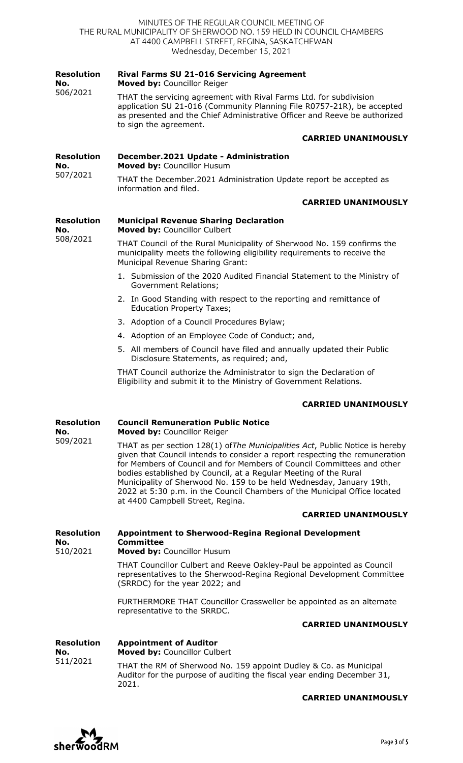**Resolution No. 506/2021**

**Rival Farms SU 21-016 Servicing Agreement**
**Moved by:** Councillor Reiger

THAT the servicing agreement with Rival Farms Ltd. for subdivision application SU 21-016 (Community Planning File R0757-21R), be accepted as presented and the Chief Administrative Officer and Reeve be authorized to sign the agreement.

**CARRIED UNANIMOUSLY**

**Resolution No. 507/2021**

**December.2021 Update - Administration**
**Moved by:** Councillor Husum

THAT the December.2021 Administration Update report be accepted as information and filed.

**CARRIED UNANIMOUSLY**

**Resolution No. 508/2021**

**Municipal Revenue Sharing Declaration**
**Moved by:** Councillor Culbert

THAT Council of the Rural Municipality of Sherwood No. 159 confirms the municipality meets the following eligibility requirements to receive the Municipal Revenue Sharing Grant:

1. Submission of the 2020 Audited Financial Statement to the Ministry of Government Relations;
2. In Good Standing with respect to the reporting and remittance of Education Property Taxes;
3. Adoption of a Council Procedures Bylaw;
4. Adoption of an Employee Code of Conduct; and,
5. All members of Council have filed and annually updated their Public Disclosure Statements, as required; and,

THAT Council authorize the Administrator to sign the Declaration of Eligibility and submit it to the Ministry of Government Relations.

**CARRIED UNANIMOUSLY**

**Resolution No. 509/2021**

**Council Remuneration Public Notice**
**Moved by:** Councillor Reiger

THAT as per section 128(1) of*The Municipalities Act*, Public Notice is hereby given that Council intends to consider a report respecting the remuneration for Members of Council and for Members of Council Committees and other bodies established by Council, at a Regular Meeting of the Rural Municipality of Sherwood No. 159 to be held Wednesday, January 19th, 2022 at 5:30 p.m. in the Council Chambers of the Municipal Office located at 4400 Campbell Street, Regina.

**CARRIED UNANIMOUSLY**

**Resolution No. 510/2021**

**Appointment to Sherwood-Regina Regional Development Committee**
**Moved by:** Councillor Husum

THAT Councillor Culbert and Reeve Oakley-Paul be appointed as Council representatives to the Sherwood-Regina Regional Development Committee (SRRDC) for the year 2022; and

FURTHERMORE THAT Councillor Crassweller be appointed as an alternate representative to the SRRDC.

**CARRIED UNANIMOUSLY**

**Resolution No. 511/2021**

**Appointment of Auditor**
**Moved by:** Councillor Culbert

THAT the RM of Sherwood No. 159 appoint Dudley & Co. as Municipal Auditor for the purpose of auditing the fiscal year ending December 31, 2021.

**CARRIED UNANIMOUSLY**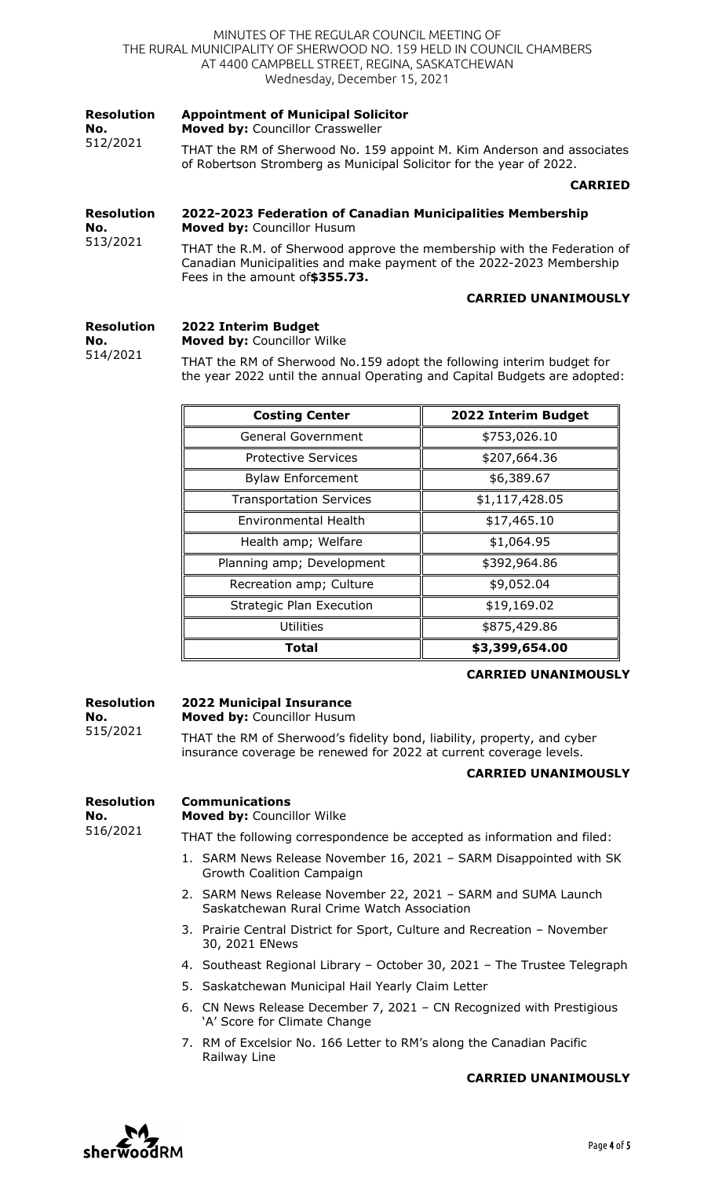**Resolution No. 512/2021**

**Appointment of Municipal Solicitor**
**Moved by:** Councillor Crassweller

THAT the RM of Sherwood No. 159 appoint M. Kim Anderson and associates of Robertson Stromberg as Municipal Solicitor for the year of 2022.

**CARRIED**

**Resolution No. 513/2021**

**2022-2023 Federation of Canadian Municipalities Membership**
**Moved by:** Councillor Husum

THAT the R.M. of Sherwood approve the membership with the Federation of Canadian Municipalities and make payment of the 2022-2023 Membership Fees in the amount of**$355.73.**

**CARRIED UNANIMOUSLY**

**Resolution No. 514/2021**

**2022 Interim Budget**
**Moved by:** Councillor Wilke

THAT the RM of Sherwood No.159 adopt the following interim budget for the year 2022 until the annual Operating and Capital Budgets are adopted:

| Costing Center | 2022 Interim Budget |
|---|---|
| General Government | $753,026.10 |
| Protective Services | $207,664.36 |
| Bylaw Enforcement | $6,389.67 |
| Transportation Services | $1,117,428.05 |
| Environmental Health | $17,465.10 |
| Health amp; Welfare | $1,064.95 |
| Planning amp; Development | $392,964.86 |
| Recreation amp; Culture | $9,052.04 |
| Strategic Plan Execution | $19,169.02 |
| Utilities | $875,429.86 |
| **Total** | **$3,399,654.00** |

**CARRIED UNANIMOUSLY**

**Resolution No. 515/2021**

**2022 Municipal Insurance**
**Moved by:** Councillor Husum

THAT the RM of Sherwood's fidelity bond, liability, property, and cyber insurance coverage be renewed for 2022 at current coverage levels.

**CARRIED UNANIMOUSLY**

**Resolution No. 516/2021**

**Communications**
**Moved by:** Councillor Wilke

THAT the following correspondence be accepted as information and filed:

1. SARM News Release November 16, 2021 – SARM Disappointed with SK Growth Coalition Campaign
2. SARM News Release November 22, 2021 – SARM and SUMA Launch Saskatchewan Rural Crime Watch Association
3. Prairie Central District for Sport, Culture and Recreation – November 30, 2021 ENews
4. Southeast Regional Library – October 30, 2021 – The Trustee Telegraph
5. Saskatchewan Municipal Hail Yearly Claim Letter
6. CN News Release December 7, 2021 – CN Recognized with Prestigious 'A' Score for Climate Change
7. RM of Excelsior No. 166 Letter to RM's along the Canadian Pacific Railway Line

**CARRIED UNANIMOUSLY**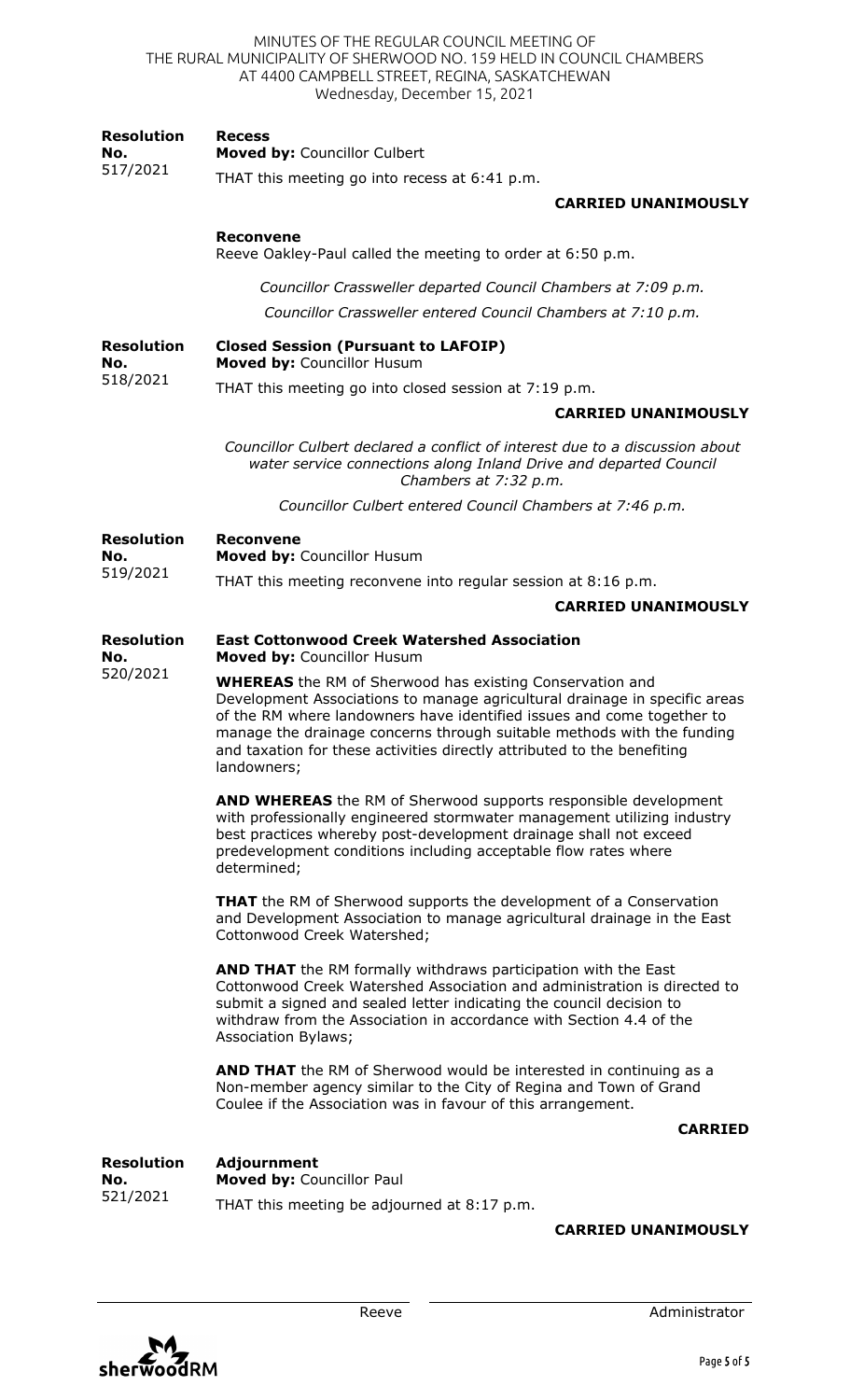MINUTES OF THE REGULAR COUNCIL MEETING OF THE RURAL MUNICIPALITY OF SHERWOOD NO. 159 HELD IN COUNCIL CHAMBERS AT 4400 CAMPBELL STREET, REGINA, SASKATCHEWAN
Wednesday, December 15, 2021

**Resolution No.** 517/2021

**Recess**
**Moved by:** Councillor Culbert

THAT this meeting go into recess at 6:41 p.m.

**CARRIED UNANIMOUSLY**

**Reconvene**
Reeve Oakley-Paul called the meeting to order at 6:50 p.m.

*Councillor Crassweller departed Council Chambers at 7:09 p.m.*

*Councillor Crassweller entered Council Chambers at 7:10 p.m.*

**Resolution No.** 518/2021

**Closed Session (Pursuant to LAFOIP)**
**Moved by:** Councillor Husum

THAT this meeting go into closed session at 7:19 p.m.

**CARRIED UNANIMOUSLY**

*Councillor Culbert declared a conflict of interest due to a discussion about water service connections along Inland Drive and departed Council Chambers at 7:32 p.m.*

*Councillor Culbert entered Council Chambers at 7:46 p.m.*

**Resolution No.** 519/2021

**Reconvene**
**Moved by:** Councillor Husum

THAT this meeting reconvene into regular session at 8:16 p.m.

**CARRIED UNANIMOUSLY**

**Resolution No.** 520/2021

**East Cottonwood Creek Watershed Association**
**Moved by:** Councillor Husum

**WHEREAS** the RM of Sherwood has existing Conservation and Development Associations to manage agricultural drainage in specific areas of the RM where landowners have identified issues and come together to manage the drainage concerns through suitable methods with the funding and taxation for these activities directly attributed to the benefiting landowners;

**AND WHEREAS** the RM of Sherwood supports responsible development with professionally engineered stormwater management utilizing industry best practices whereby post-development drainage shall not exceed predevelopment conditions including acceptable flow rates where determined;

**THAT** the RM of Sherwood supports the development of a Conservation and Development Association to manage agricultural drainage in the East Cottonwood Creek Watershed;

**AND THAT** the RM formally withdraws participation with the East Cottonwood Creek Watershed Association and administration is directed to submit a signed and sealed letter indicating the council decision to withdraw from the Association in accordance with Section 4.4 of the Association Bylaws;

**AND THAT** the RM of Sherwood would be interested in continuing as a Non-member agency similar to the City of Regina and Town of Grand Coulee if the Association was in favour of this arrangement.

**CARRIED**

**Resolution No.** 521/2021

**Adjournment**
**Moved by:** Councillor Paul

THAT this meeting be adjourned at 8:17 p.m.

**CARRIED UNANIMOUSLY**

Reeve

Administrator